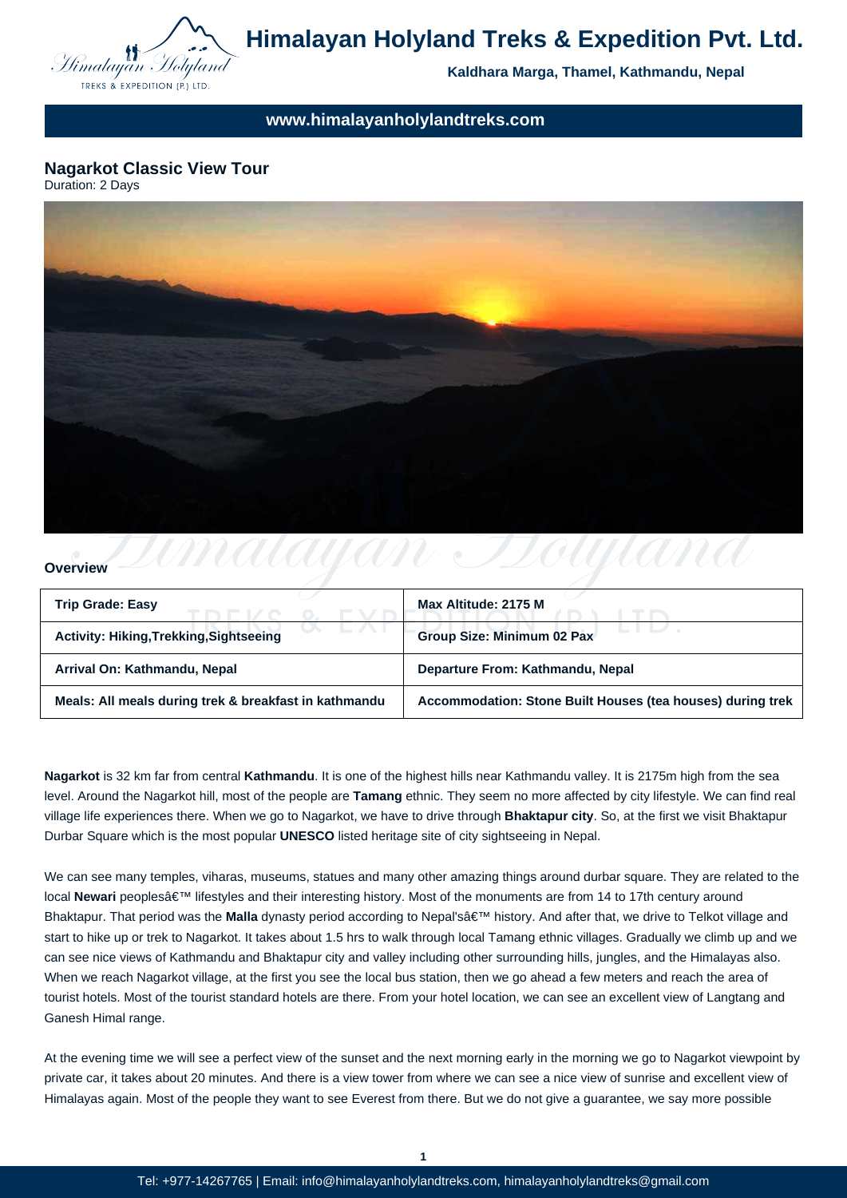# Himalayan Holyland Treks & Expedition Pvt. Ltd.

**Kaldhara Marga, Thamel, Kathmandu, Nepal**

**www.himalayanholylandtreks.com**

## Nagarkot Classic View Tour

Duration: 2 Days

### Overview

| Trip Grade: Easy | Max Altitude: 2175 M |
|---|---|
| Activity: Hiking,Trekking,Sightseeing | Group Size: Minimum 02 Pax |
| Arrival On: Kathmandu, Nepal | Departure From: Kathmandu, Nepal |
| Meals: All meals during trek & breakfast in kathmandu | Accommodation: Stone Built Houses (tea houses) during trek |

**Nagarkot** is 32 km far from central **Kathmandu**. It is one of the highest hills near Kathmandu valley. It is 2175m high from the sea level. Around the Nagarkot hill, most of the people are **Tamang** ethnic. They seem no more affected by city lifestyle. We can find real village life experiences there. When we go to Nagarkot, we have to drive through **Bhaktapur city**. So, at the first we visit Bhaktapur Durbar Square which is the most popular **UNESCO** listed heritage site of city sightseeing in Nepal.

We can see many temples, viharas, museums, statues and many other amazing things around durbar square. They are related to the local **Newari** peoplesâ€™ lifestyles and their interesting history. Most of the monuments are from 14 to 17th century around Bhaktapur. That period was the **Malla** dynasty period according to Nepal'sâ€™ history. And after that, we drive to Telkot village and start to hike up or trek to Nagarkot. It takes about 1.5 hrs to walk through local Tamang ethnic villages. Gradually we climb up and we can see nice views of Kathmandu and Bhaktapur city and valley including other surrounding hills, jungles, and the Himalayas also. When we reach Nagarkot village, at the first you see the local bus station, then we go ahead a few meters and reach the area of tourist hotels. Most of the tourist standard hotels are there. From your hotel location, we can see an excellent view of Langtang and Ganesh Himal range.

At the evening time we will see a perfect view of the sunset and the next morning early in the morning we go to Nagarkot viewpoint by private car, it takes about 20 minutes. And there is a view tower from where we can see a nice view of sunrise and excellent view of Himalayas again. Most of the people they want to see Everest from there. But we do not give a guarantee, we say more possible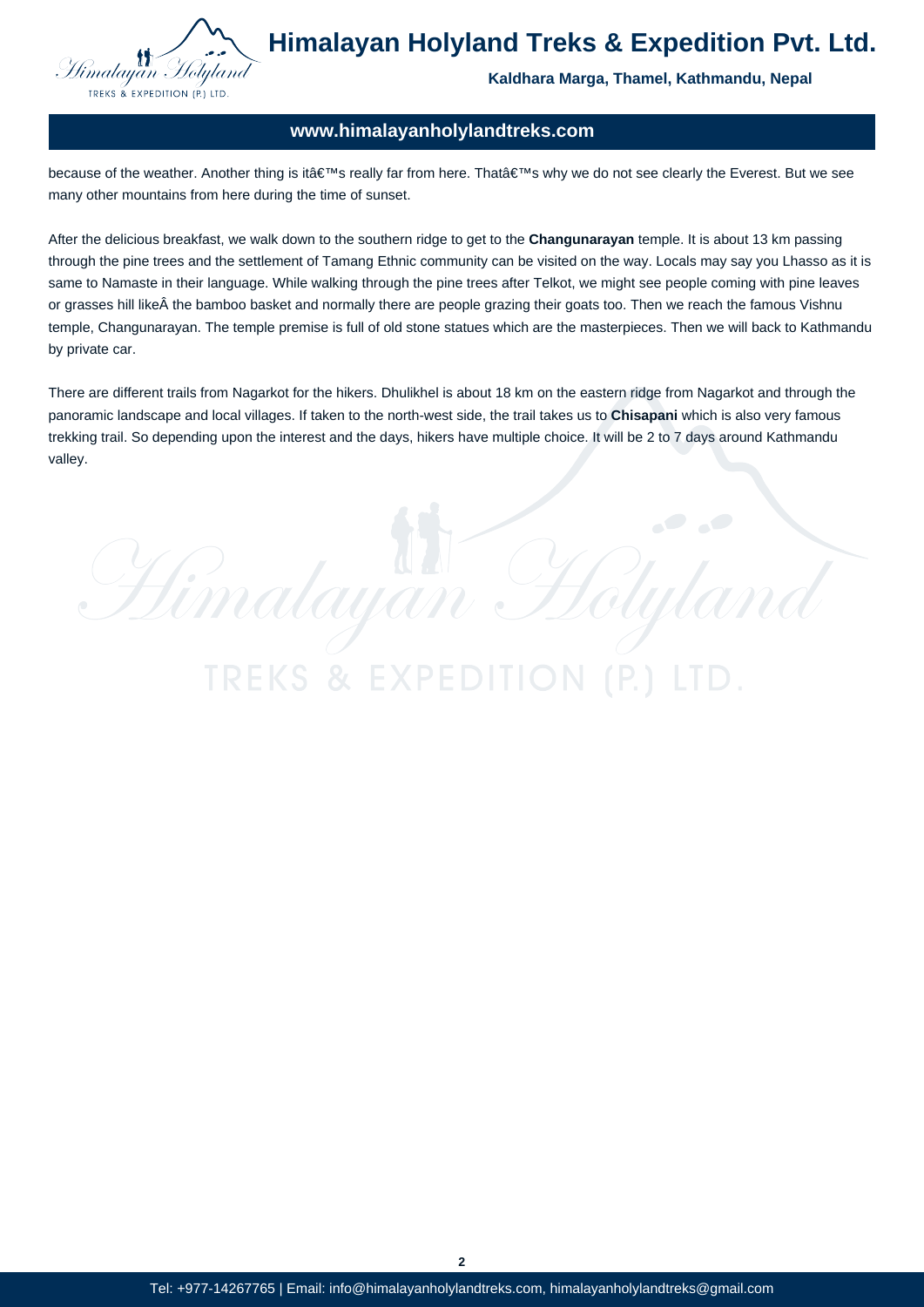because of the weather. Another thing is itâ€™s really far from here. Thatâ€™s why we do not see clearly the Everest. But we see many other mountains from here during the time of sunset.

After the delicious breakfast, we walk down to the southern ridge to get to the **Changunarayan** temple. It is about 13 km passing through the pine trees and the settlement of Tamang Ethnic community can be visited on the way. Locals may say you Lhasso as it is same to Namaste in their language. While walking through the pine trees after Telkot, we might see people coming with pine leaves or grasses hill likeÂ the bamboo basket and normally there are people grazing their goats too. Then we reach the famous Vishnu temple, Changunarayan. The temple premise is full of old stone statues which are the masterpieces. Then we will back to Kathmandu by private car.

There are different trails from Nagarkot for the hikers. Dhulikhel is about 18 km on the eastern ridge from Nagarkot and through the panoramic landscape and local villages. If taken to the north-west side, the trail takes us to **Chisapani** which is also very famous trekking trail. So depending upon the interest and the days, hikers have multiple choice. It will be 2 to 7 days around Kathmandu valley.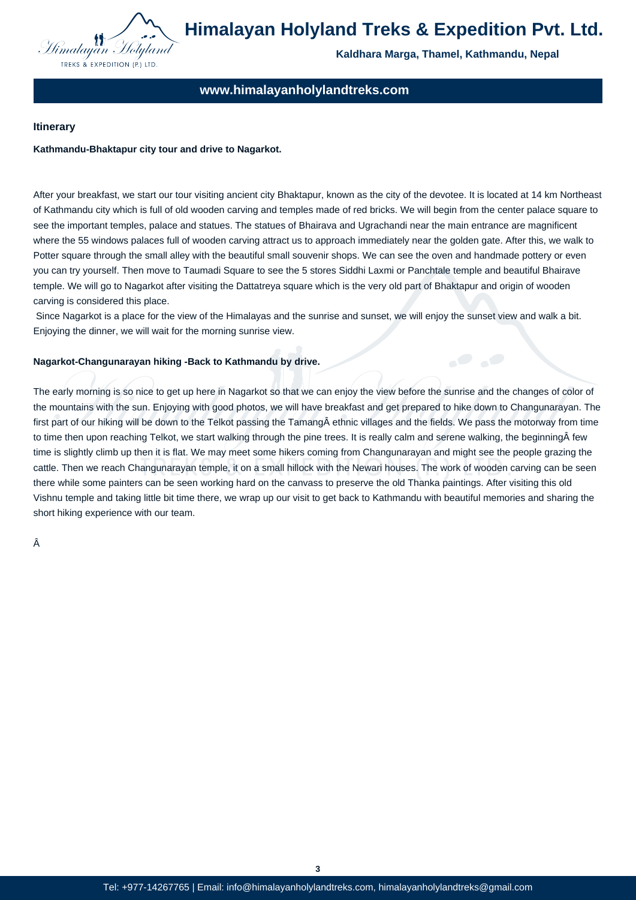## Itinerary

**Kathmandu-Bhaktapur city tour and drive to Nagarkot.**

After your breakfast, we start our tour visiting ancient city Bhaktapur, known as the city of the devotee. It is located at 14 km Northeast of Kathmandu city which is full of old wooden carving and temples made of red bricks. We will begin from the center palace square to see the important temples, palace and statues. The statues of Bhairava and Ugrachandi near the main entrance are magnificent where the 55 windows palaces full of wooden carving attract us to approach immediately near the golden gate. After this, we walk to Potter square through the small alley with the beautiful small souvenir shops. We can see the oven and handmade pottery or even you can try yourself. Then move to Taumadi Square to see the 5 stores Siddhi Laxmi or Panchtale temple and beautiful Bhairave temple. We will go to Nagarkot after visiting the Dattatreya square which is the very old part of Bhaktapur and origin of wooden carving is considered this place.

Since Nagarkot is a place for the view of the Himalayas and the sunrise and sunset, we will enjoy the sunset view and walk a bit. Enjoying the dinner, we will wait for the morning sunrise view.

**Nagarkot-Changunarayan hiking -Back to Kathmandu by drive.**

The early morning is so nice to get up here in Nagarkot so that we can enjoy the view before the sunrise and the changes of color of the mountains with the sun. Enjoying with good photos, we will have breakfast and get prepared to hike down to Changunarayan. The first part of our hiking will be down to the Telkot passing the TamangÂ ethnic villages and the fields. We pass the motorway from time to time then upon reaching Telkot, we start walking through the pine trees. It is really calm and serene walking, the beginningÂ few time is slightly climb up then it is flat. We may meet some hikers coming from Changunarayan and might see the people grazing the cattle. Then we reach Changunarayan temple, it on a small hillock with the Newari houses. The work of wooden carving can be seen there while some painters can be seen working hard on the canvass to preserve the old Thanka paintings. After visiting this old Vishnu temple and taking little bit time there, we wrap up our visit to get back to Kathmandu with beautiful memories and sharing the short hiking experience with our team.

Â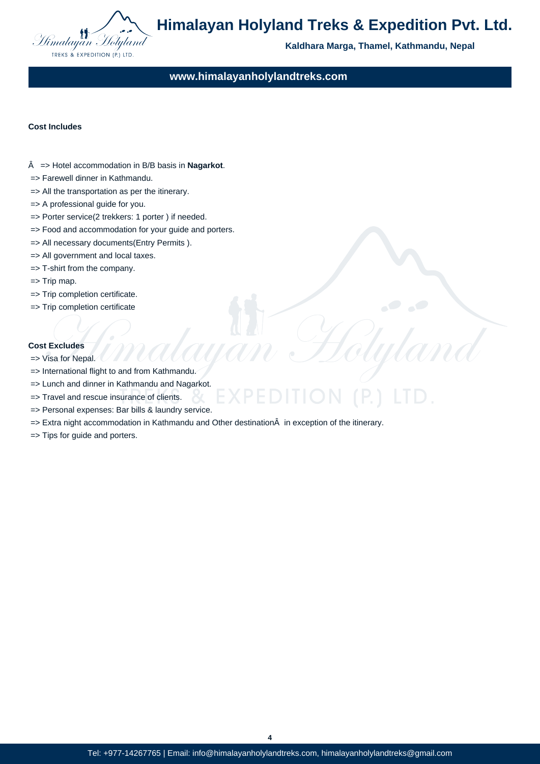**Cost Includes**

Â => Hotel accommodation in B/B basis in **Nagarkot**.
=> Farewell dinner in Kathmandu.
=> All the transportation as per the itinerary.
=> A professional guide for you.
=> Porter service(2 trekkers: 1 porter ) if needed.
=> Food and accommodation for your guide and porters.
=> All necessary documents(Entry Permits ).
=> All government and local taxes.
=> T-shirt from the company.
=> Trip map.
=> Trip completion certificate.
=> Trip completion certificate

**Cost Excludes**

=> Visa for Nepal.
=> International flight to and from Kathmandu.
=> Lunch and dinner in Kathmandu and Nagarkot.
=> Travel and rescue insurance of clients.
=> Personal expenses: Bar bills & laundry service.
=> Extra night accommodation in Kathmandu and Other destinationÂ in exception of the itinerary.
=> Tips for guide and porters.